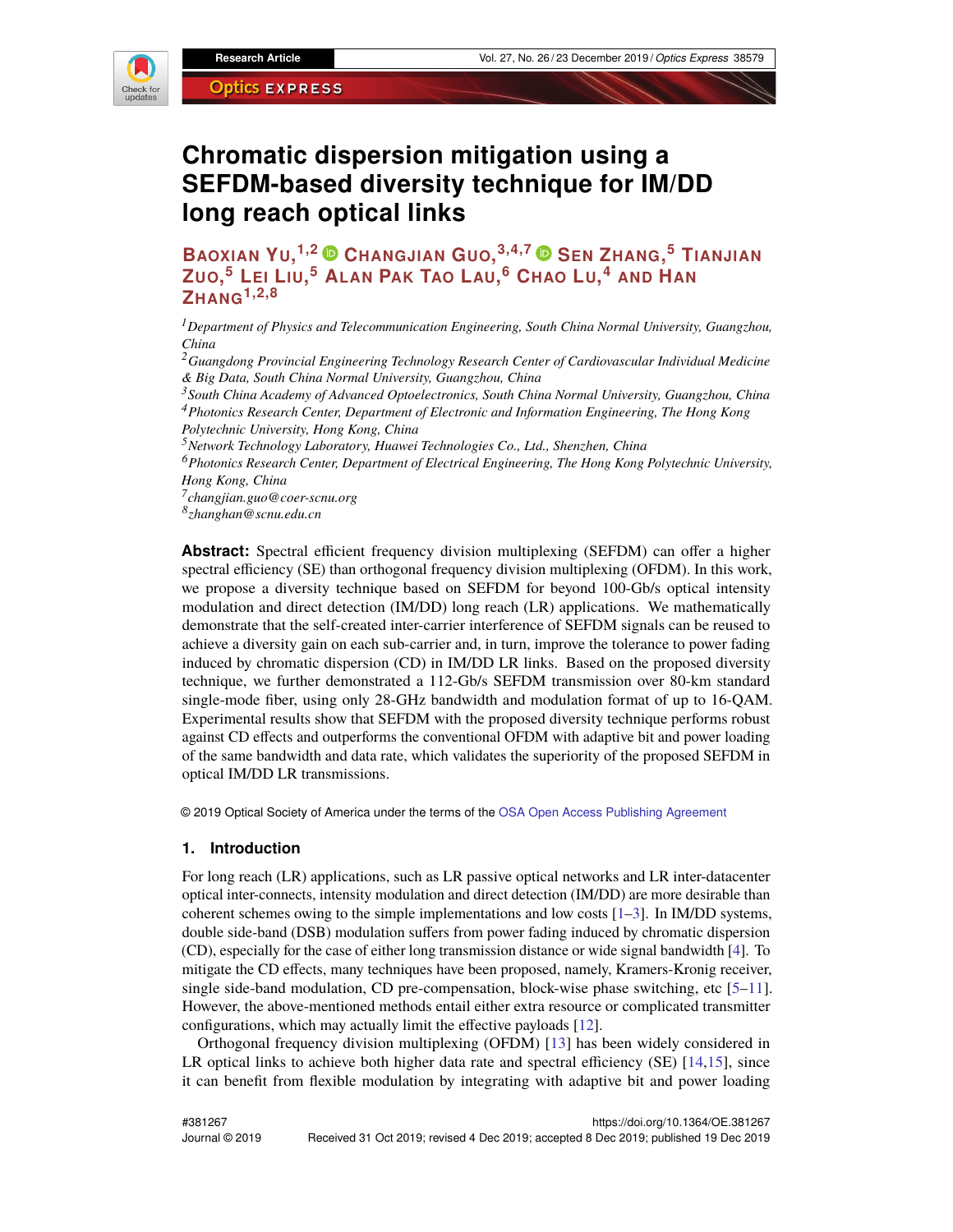# Chromatic dispersion mitigation using a SEFDM-based diversity technique for IM/DD long reach optical links

**Baoxian Yu,[1,2] Changjian Guo,[3,4,7] Sen Zhang,[5] Tianjian Zuo,[5] Lei Liu,[5] Alan Pak Tao Lau,[6] Chao Lu,[4] and Han Zhang[1,2,8]**

[1] *Department of Physics and Telecommunication Engineering, South China Normal University, Guangzhou, China*
[2] *Guangdong Provincial Engineering Technology Research Center of Cardiovascular Individual Medicine & Big Data, South China Normal University, Guangzhou, China*
[3] *South China Academy of Advanced Optoelectronics, South China Normal University, Guangzhou, China*
[4] *Photonics Research Center, Department of Electronic and Information Engineering, The Hong Kong Polytechnic University, Hong Kong, China*
[5] *Network Technology Laboratory, Huawei Technologies Co., Ltd., Shenzhen, China*
[6] *Photonics Research Center, Department of Electrical Engineering, The Hong Kong Polytechnic University, Hong Kong, China*
[7] *changjian.guo@coer-scnu.org*
[8] *zhanghan@scnu.edu.cn*

**Abstract:** Spectral efficient frequency division multiplexing (SEFDM) can offer a higher spectral efficiency (SE) than orthogonal frequency division multiplexing (OFDM). In this work, we propose a diversity technique based on SEFDM for beyond 100-Gb/s optical intensity modulation and direct detection (IM/DD) long reach (LR) applications. We mathematically demonstrate that the self-created inter-carrier interference of SEFDM signals can be reused to achieve a diversity gain on each sub-carrier and, in turn, improve the tolerance to power fading induced by chromatic dispersion (CD) in IM/DD LR links. Based on the proposed diversity technique, we further demonstrated a 112-Gb/s SEFDM transmission over 80-km standard single-mode fiber, using only 28-GHz bandwidth and modulation format of up to 16-QAM. Experimental results show that SEFDM with the proposed diversity technique performs robust against CD effects and outperforms the conventional OFDM with adaptive bit and power loading of the same bandwidth and data rate, which validates the superiority of the proposed SEFDM in optical IM/DD LR transmissions.

© 2019 Optical Society of America under the terms of the OSA Open Access Publishing Agreement

## 1. Introduction

For long reach (LR) applications, such as LR passive optical networks and LR inter-datacenter optical inter-connects, intensity modulation and direct detection (IM/DD) are more desirable than coherent schemes owing to the simple implementations and low costs [1–3]. In IM/DD systems, double side-band (DSB) modulation suffers from power fading induced by chromatic dispersion (CD), especially for the case of either long transmission distance or wide signal bandwidth [4]. To mitigate the CD effects, many techniques have been proposed, namely, Kramers-Kronig receiver, single side-band modulation, CD pre-compensation, block-wise phase switching, etc [5–11]. However, the above-mentioned methods entail either extra resource or complicated transmitter configurations, which may actually limit the effective payloads [12].

Orthogonal frequency division multiplexing (OFDM) [13] has been widely considered in LR optical links to achieve both higher data rate and spectral efficiency (SE) [14,15], since it can benefit from flexible modulation by integrating with adaptive bit and power loading

#381267 https://doi.org/10.1364/OE.381267
Journal © 2019 Received 31 Oct 2019; revised 4 Dec 2019; accepted 8 Dec 2019; published 19 Dec 2019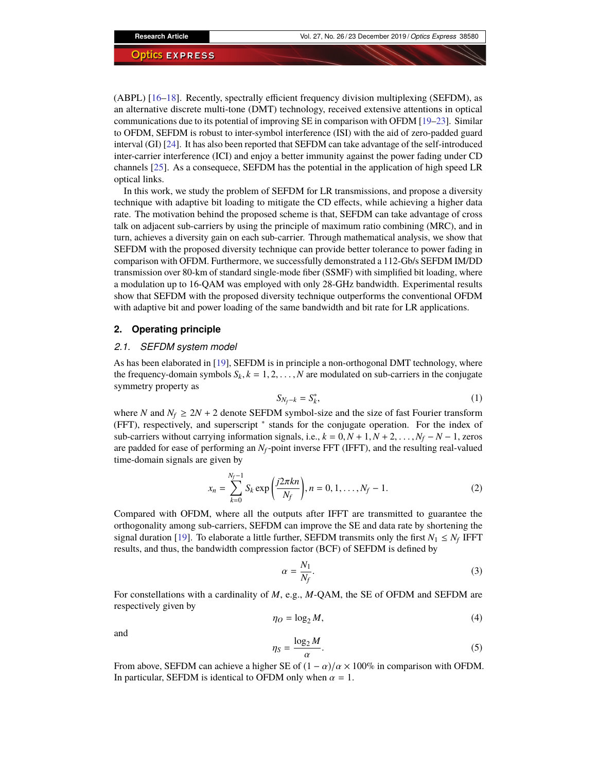(ABPL) [16–18]. Recently, spectrally efficient frequency division multiplexing (SEFDM), as an alternative discrete multi-tone (DMT) technology, received extensive attentions in optical communications due to its potential of improving SE in comparison with OFDM [19–23]. Similar to OFDM, SEFDM is robust to inter-symbol interference (ISI) with the aid of zero-padded guard interval (GI) [24]. It has also been reported that SEFDM can take advantage of the self-introduced inter-carrier interference (ICI) and enjoy a better immunity against the power fading under CD channels [25]. As a consequece, SEFDM has the potential in the application of high speed LR optical links.

In this work, we study the problem of SEFDM for LR transmissions, and propose a diversity technique with adaptive bit loading to mitigate the CD effects, while achieving a higher data rate. The motivation behind the proposed scheme is that, SEFDM can take advantage of cross talk on adjacent sub-carriers by using the principle of maximum ratio combining (MRC), and in turn, achieves a diversity gain on each sub-carrier. Through mathematical analysis, we show that SEFDM with the proposed diversity technique can provide better tolerance to power fading in comparison with OFDM. Furthermore, we successfully demonstrated a 112-Gb/s SEFDM IM/DD transmission over 80-km of standard single-mode fiber (SSMF) with simplified bit loading, where a modulation up to 16-QAM was employed with only 28-GHz bandwidth. Experimental results show that SEFDM with the proposed diversity technique outperforms the conventional OFDM with adaptive bit and power loading of the same bandwidth and bit rate for LR applications.

## 2. Operating principle

### 2.1. SEFDM system model

As has been elaborated in [19], SEFDM is in principle a non-orthogonal DMT technology, where the frequency-domain symbols $S_k, k = 1, 2, \ldots, N$ are modulated on sub-carriers in the conjugate symmetry property as

$$S_{N_f - k} = S_k^*, \tag{1}$$

where $N$ and $N_f \geq 2N + 2$ denote SEFDM symbol-size and the size of fast Fourier transform (FFT), respectively, and superscript $^*$ stands for the conjugate operation. For the index of sub-carriers without carrying information signals, i.e., $k = 0, N + 1, N + 2, \ldots, N_f - N - 1$, zeros are padded for ease of performing an $N_f$-point inverse FFT (IFFT), and the resulting real-valued time-domain signals are given by

$$x_n = \sum_{k=0}^{N_f - 1} S_k \exp\left(\frac{j2\pi kn}{N_f}\right), n = 0, 1, \ldots, N_f - 1. \tag{2}$$

Compared with OFDM, where all the outputs after IFFT are transmitted to guarantee the orthogonality among sub-carriers, SEFDM can improve the SE and data rate by shortening the signal duration [19]. To elaborate a little further, SEFDM transmits only the first $N_1 \leq N_f$ IFFT results, and thus, the bandwidth compression factor (BCF) of SEFDM is defined by

$$\alpha = \frac{N_1}{N_f}. \tag{3}$$

For constellations with a cardinality of $M$, e.g., $M$-QAM, the SE of OFDM and SEFDM are respectively given by

$$\eta_O = \log_2 M, \tag{4}$$

and

$$\eta_S = \frac{\log_2 M}{\alpha}. \tag{5}$$

From above, SEFDM can achieve a higher SE of $(1 - \alpha)/\alpha \times 100\%$ in comparison with OFDM. In particular, SEFDM is identical to OFDM only when $\alpha = 1$.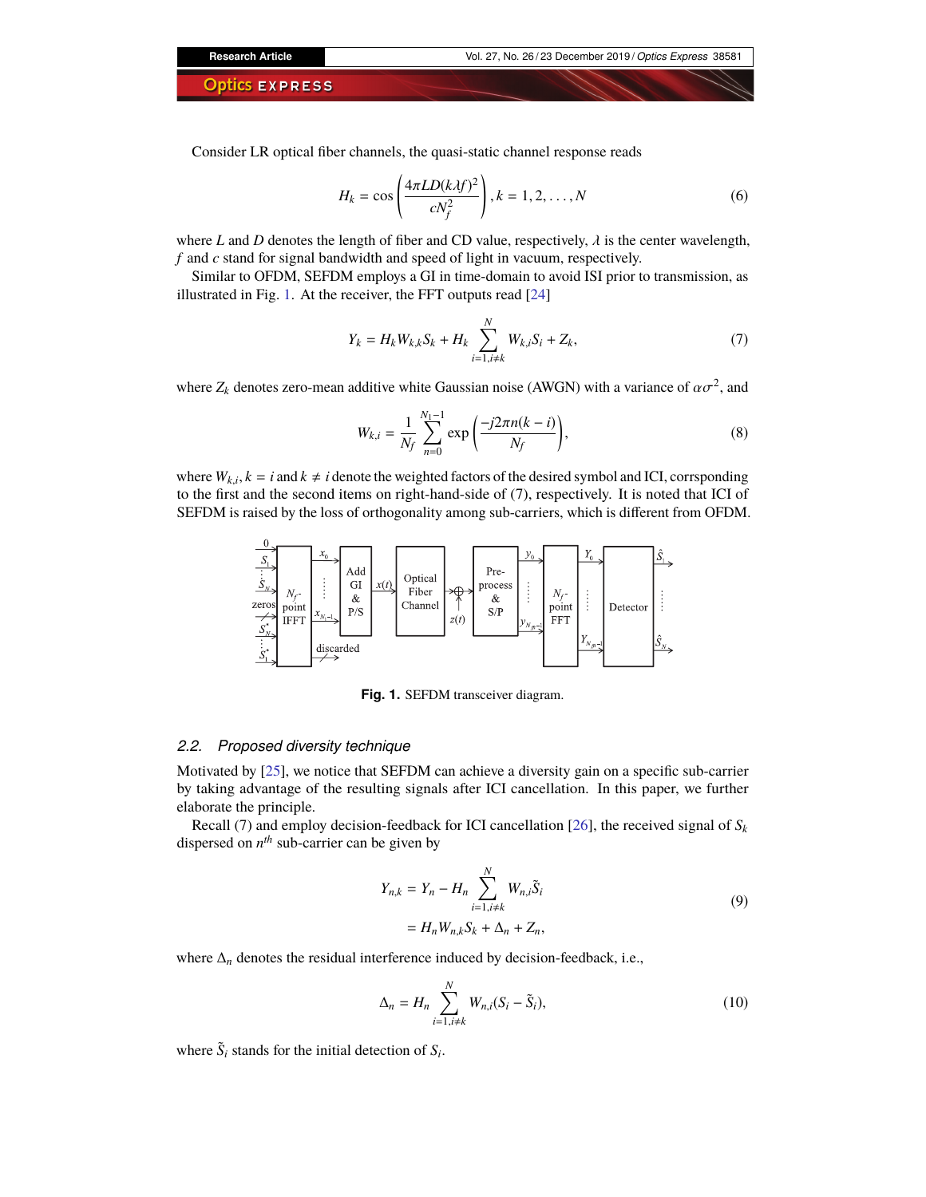Consider LR optical fiber channels, the quasi-static channel response reads

$$H_k = \cos\left(\frac{4\pi LD(k\lambda f)^2}{cN_f^2}\right), k = 1, 2, \ldots, N \tag{6}$$

where $L$ and $D$ denotes the length of fiber and CD value, respectively, $\lambda$ is the center wavelength, $f$ and $c$ stand for signal bandwidth and speed of light in vacuum, respectively.

Similar to OFDM, SEFDM employs a GI in time-domain to avoid ISI prior to transmission, as illustrated in Fig. 1. At the receiver, the FFT outputs read [24]

$$Y_k = H_k W_{k,k} S_k + H_k \sum_{i=1, i\neq k}^{N} W_{k,i} S_i + Z_k, \tag{7}$$

where $Z_k$ denotes zero-mean additive white Gaussian noise (AWGN) with a variance of $\alpha\sigma^2$, and

$$W_{k,i} = \frac{1}{N_f} \sum_{n=0}^{N_1-1} \exp\left(\frac{-j2\pi n(k-i)}{N_f}\right), \tag{8}$$

where $W_{k,i}, k = i$ and $k \neq i$ denote the weighted factors of the desired symbol and ICI, corrsponding to the first and the second items on right-hand-side of (7), respectively. It is noted that ICI of SEFDM is raised by the loss of orthogonality among sub-carriers, which is different from OFDM.

**Fig. 1.** SEFDM transceiver diagram.

### 2.2. Proposed diversity technique

Motivated by [25], we notice that SEFDM can achieve a diversity gain on a specific sub-carrier by taking advantage of the resulting signals after ICI cancellation. In this paper, we further elaborate the principle.

Recall (7) and employ decision-feedback for ICI cancellation [26], the received signal of $S_k$ dispersed on $n^{th}$ sub-carrier can be given by

$$\begin{aligned} Y_{n,k} &= Y_n - H_n \sum_{i=1, i\neq k}^{N} W_{n,i} \tilde{S}_i \\ &= H_n W_{n,k} S_k + \Delta_n + Z_n, \end{aligned} \tag{9}$$

where $\Delta_n$ denotes the residual interference induced by decision-feedback, i.e.,

$$\Delta_n = H_n \sum_{i=1, i\neq k}^{N} W_{n,i}(S_i - \tilde{S}_i), \tag{10}$$

where $\tilde{S}_i$ stands for the initial detection of $S_i$.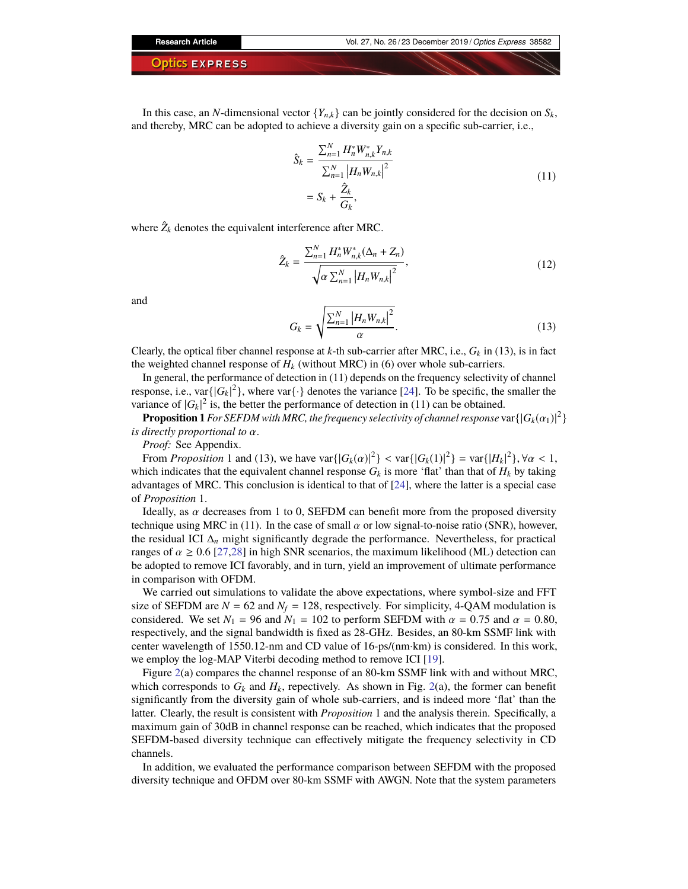In this case, an $N$-dimensional vector $\{Y_{n,k}\}$ can be jointly considered for the decision on $S_k$, and thereby, MRC can be adopted to achieve a diversity gain on a specific sub-carrier, i.e.,

$$
\begin{aligned}
\hat{S}_k &= \frac{\sum_{n=1}^{N} H_n^* W_{n,k}^* Y_{n,k}}{\sum_{n=1}^{N} \left|H_n W_{n,k}\right|^2} \\
&= S_k + \frac{\hat{Z}_k}{G_k},
\end{aligned}
\tag{11}
$$

where $\hat{Z}_k$ denotes the equivalent interference after MRC.

$$
\hat{Z}_k = \frac{\sum_{n=1}^{N} H_n^* W_{n,k}^* (\Delta_n + Z_n)}{\sqrt{\alpha \sum_{n=1}^{N} \left|H_n W_{n,k}\right|^2}},
\tag{12}
$$

and

$$
G_k = \sqrt{\frac{\sum_{n=1}^{N} \left|H_n W_{n,k}\right|^2}{\alpha}}.
\tag{13}
$$

Clearly, the optical fiber channel response at $k$-th sub-carrier after MRC, i.e., $G_k$ in (13), is in fact the weighted channel response of $H_k$ (without MRC) in (6) over whole sub-carriers.

In general, the performance of detection in (11) depends on the frequency selectivity of channel response, i.e., $\text{var}\{|G_k|^2\}$, where $\text{var}\{\cdot\}$ denotes the variance [24]. To be specific, the smaller the variance of $|G_k|^2$ is, the better the performance of detection in (11) can be obtained.

**Proposition 1** *For SEFDM with MRC, the frequency selectivity of channel response* $\text{var}\{|G_k(\alpha_1)|^2\}$ *is directly proportional to* $\alpha$.

*Proof:* See Appendix.

From *Proposition* 1 and (13), we have $\text{var}\{|G_k(\alpha)|^2\} < \text{var}\{|G_k(1)|^2\} = \text{var}\{|H_k|^2\}, \forall \alpha < 1$, which indicates that the equivalent channel response $G_k$ is more 'flat' than that of $H_k$ by taking advantages of MRC. This conclusion is identical to that of [24], where the latter is a special case of *Proposition* 1.

Ideally, as $\alpha$ decreases from 1 to 0, SEFDM can benefit more from the proposed diversity technique using MRC in (11). In the case of small $\alpha$ or low signal-to-noise ratio (SNR), however, the residual ICI $\Delta_n$ might significantly degrade the performance. Nevertheless, for practical ranges of $\alpha \geq 0.6$ [27,28] in high SNR scenarios, the maximum likelihood (ML) detection can be adopted to remove ICI favorably, and in turn, yield an improvement of ultimate performance in comparison with OFDM.

We carried out simulations to validate the above expectations, where symbol-size and FFT size of SEFDM are $N = 62$ and $N_f = 128$, respectively. For simplicity, 4-QAM modulation is considered. We set $N_1 = 96$ and $N_1 = 102$ to perform SEFDM with $\alpha = 0.75$ and $\alpha = 0.80$, respectively, and the signal bandwidth is fixed as 28-GHz. Besides, an 80-km SSMF link with center wavelength of 1550.12-nm and CD value of 16-ps/(nm·km) is considered. In this work, we employ the log-MAP Viterbi decoding method to remove ICI [19].

Figure 2(a) compares the channel response of an 80-km SSMF link with and without MRC, which corresponds to $G_k$ and $H_k$, repectively. As shown in Fig. 2(a), the former can benefit significantly from the diversity gain of whole sub-carriers, and is indeed more 'flat' than the latter. Clearly, the result is consistent with *Proposition* 1 and the analysis therein. Specifically, a maximum gain of 30dB in channel response can be reached, which indicates that the proposed SEFDM-based diversity technique can effectively mitigate the frequency selectivity in CD channels.

In addition, we evaluated the performance comparison between SEFDM with the proposed diversity technique and OFDM over 80-km SSMF with AWGN. Note that the system parameters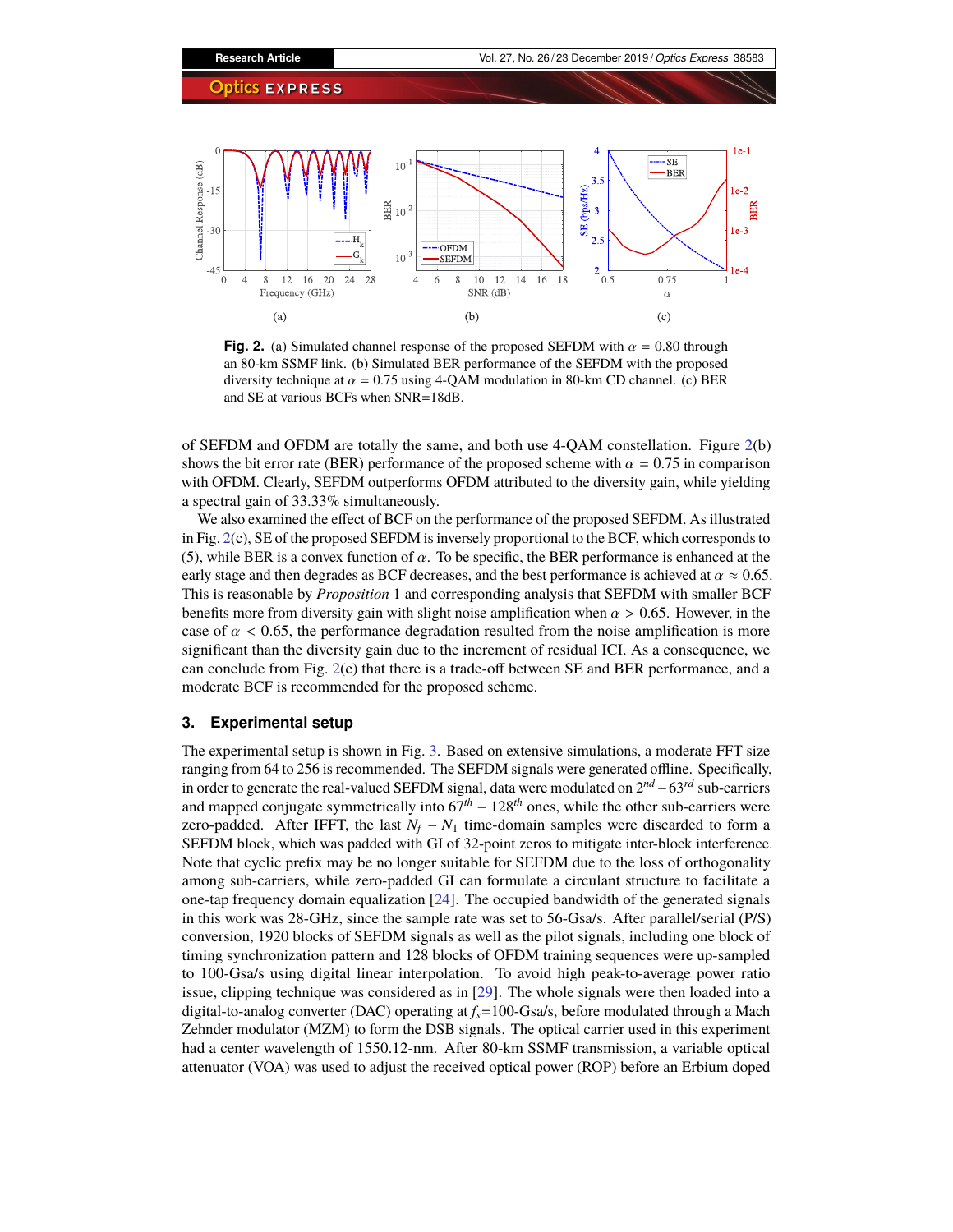**Fig. 2.** (a) Simulated channel response of the proposed SEFDM with $\alpha = 0.80$ through an 80-km SSMF link. (b) Simulated BER performance of the SEFDM with the proposed diversity technique at $\alpha = 0.75$ using 4-QAM modulation in 80-km CD channel. (c) BER and SE at various BCFs when SNR=18dB.

of SEFDM and OFDM are totally the same, and both use 4-QAM constellation. Figure 2(b) shows the bit error rate (BER) performance of the proposed scheme with $\alpha = 0.75$ in comparison with OFDM. Clearly, SEFDM outperforms OFDM attributed to the diversity gain, while yielding a spectral gain of 33.33% simultaneously.

We also examined the effect of BCF on the performance of the proposed SEFDM. As illustrated in Fig. 2(c), SE of the proposed SEFDM is inversely proportional to the BCF, which corresponds to (5), while BER is a convex function of $\alpha$. To be specific, the BER performance is enhanced at the early stage and then degrades as BCF decreases, and the best performance is achieved at $\alpha \approx 0.65$. This is reasonable by *Proposition* 1 and corresponding analysis that SEFDM with smaller BCF benefits more from diversity gain with slight noise amplification when $\alpha > 0.65$. However, in the case of $\alpha < 0.65$, the performance degradation resulted from the noise amplification is more significant than the diversity gain due to the increment of residual ICI. As a consequence, we can conclude from Fig. 2(c) that there is a trade-off between SE and BER performance, and a moderate BCF is recommended for the proposed scheme.

## 3. Experimental setup

The experimental setup is shown in Fig. 3. Based on extensive simulations, a moderate FFT size ranging from 64 to 256 is recommended. The SEFDM signals were generated offline. Specifically, in order to generate the real-valued SEFDM signal, data were modulated on $2^{nd} - 63^{rd}$ sub-carriers and mapped conjugate symmetrically into $67^{th} - 128^{th}$ ones, while the other sub-carriers were zero-padded. After IFFT, the last $N_f - N_1$ time-domain samples were discarded to form a SEFDM block, which was padded with GI of 32-point zeros to mitigate inter-block interference. Note that cyclic prefix may be no longer suitable for SEFDM due to the loss of orthogonality among sub-carriers, while zero-padded GI can formulate a circulant structure to facilitate a one-tap frequency domain equalization [24]. The occupied bandwidth of the generated signals in this work was 28-GHz, since the sample rate was set to 56-Gsa/s. After parallel/serial (P/S) conversion, 1920 blocks of SEFDM signals as well as the pilot signals, including one block of timing synchronization pattern and 128 blocks of OFDM training sequences were up-sampled to 100-Gsa/s using digital linear interpolation. To avoid high peak-to-average power ratio issue, clipping technique was considered as in [29]. The whole signals were then loaded into a digital-to-analog converter (DAC) operating at $f_s$=100-Gsa/s, before modulated through a Mach Zehnder modulator (MZM) to form the DSB signals. The optical carrier used in this experiment had a center wavelength of 1550.12-nm. After 80-km SSMF transmission, a variable optical attenuator (VOA) was used to adjust the received optical power (ROP) before an Erbium doped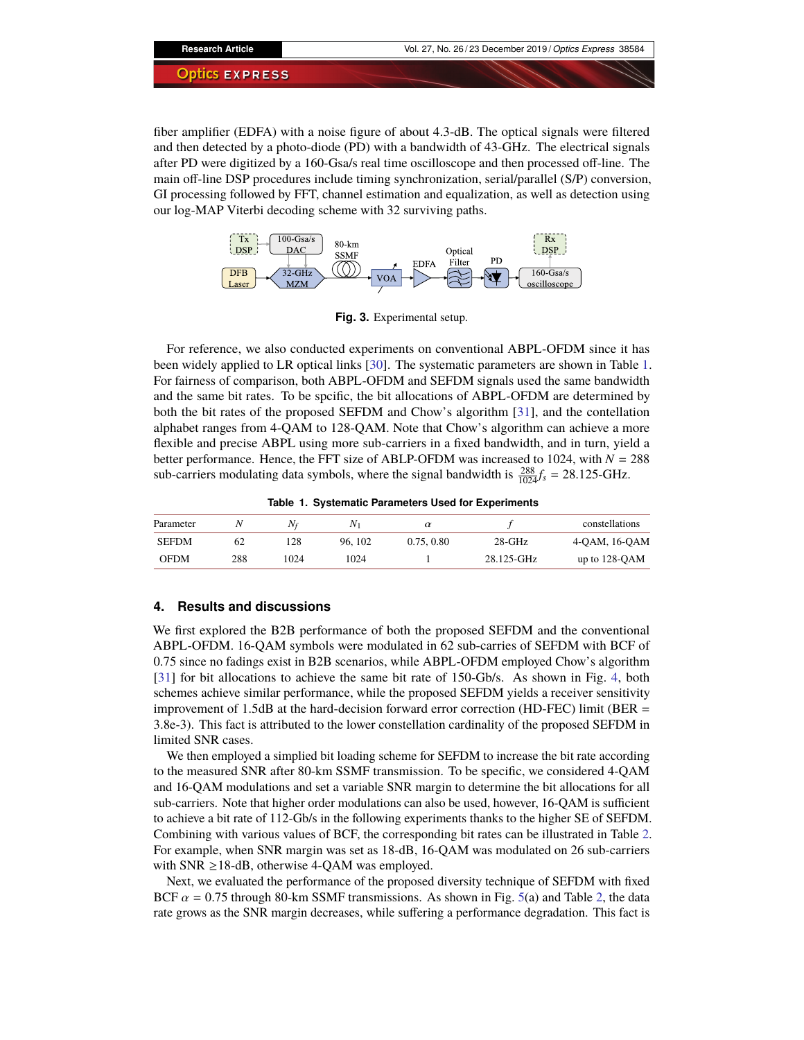fiber amplifier (EDFA) with a noise figure of about 4.3-dB. The optical signals were filtered and then detected by a photo-diode (PD) with a bandwidth of 43-GHz. The electrical signals after PD were digitized by a 160-Gsa/s real time oscilloscope and then processed off-line. The main off-line DSP procedures include timing synchronization, serial/parallel (S/P) conversion, GI processing followed by FFT, channel estimation and equalization, as well as detection using our log-MAP Viterbi decoding scheme with 32 surviving paths.

**Fig. 3.** Experimental setup.

For reference, we also conducted experiments on conventional ABPL-OFDM since it has been widely applied to LR optical links [30]. The systematic parameters are shown in Table 1. For fairness of comparison, both ABPL-OFDM and SEFDM signals used the same bandwidth and the same bit rates. To be spcific, the bit allocations of ABPL-OFDM are determined by both the bit rates of the proposed SEFDM and Chow's algorithm [31], and the contellation alphabet ranges from 4-QAM to 128-QAM. Note that Chow's algorithm can achieve a more flexible and precise ABPL using more sub-carriers in a fixed bandwidth, and in turn, yield a better performance. Hence, the FFT size of ABLP-OFDM was increased to 1024, with $N = 288$ sub-carriers modulating data symbols, where the signal bandwidth is $\frac{288}{1024} f_s$ = 28.125-GHz.

**Table 1. Systematic Parameters Used for Experiments**

| Parameter | $N$ | $N_f$ | $N_1$ | $\alpha$ | $f$ | constellations |
|---|---|---|---|---|---|---|
| SEFDM | 62 | 128 | 96, 102 | 0.75, 0.80 | 28-GHz | 4-QAM, 16-QAM |
| OFDM | 288 | 1024 | 1024 | 1 | 28.125-GHz | up to 128-QAM |

## 4. Results and discussions

We first explored the B2B performance of both the proposed SEFDM and the conventional ABPL-OFDM. 16-QAM symbols were modulated in 62 sub-carries of SEFDM with BCF of 0.75 since no fadings exist in B2B scenarios, while ABPL-OFDM employed Chow's algorithm [31] for bit allocations to achieve the same bit rate of 150-Gb/s. As shown in Fig. 4, both schemes achieve similar performance, while the proposed SEFDM yields a receiver sensitivity improvement of 1.5dB at the hard-decision forward error correction (HD-FEC) limit (BER = 3.8e-3). This fact is attributed to the lower constellation cardinality of the proposed SEFDM in limited SNR cases.

We then employed a simplied bit loading scheme for SEFDM to increase the bit rate according to the measured SNR after 80-km SSMF transmission. To be specific, we considered 4-QAM and 16-QAM modulations and set a variable SNR margin to determine the bit allocations for all sub-carriers. Note that higher order modulations can also be used, however, 16-QAM is sufficient to achieve a bit rate of 112-Gb/s in the following experiments thanks to the higher SE of SEFDM. Combining with various values of BCF, the corresponding bit rates can be illustrated in Table 2. For example, when SNR margin was set as 18-dB, 16-QAM was modulated on 26 sub-carriers with SNR $\geq$18-dB, otherwise 4-QAM was employed.

Next, we evaluated the performance of the proposed diversity technique of SEFDM with fixed BCF $\alpha = 0.75$ through 80-km SSMF transmissions. As shown in Fig. 5(a) and Table 2, the data rate grows as the SNR margin decreases, while suffering a performance degradation. This fact is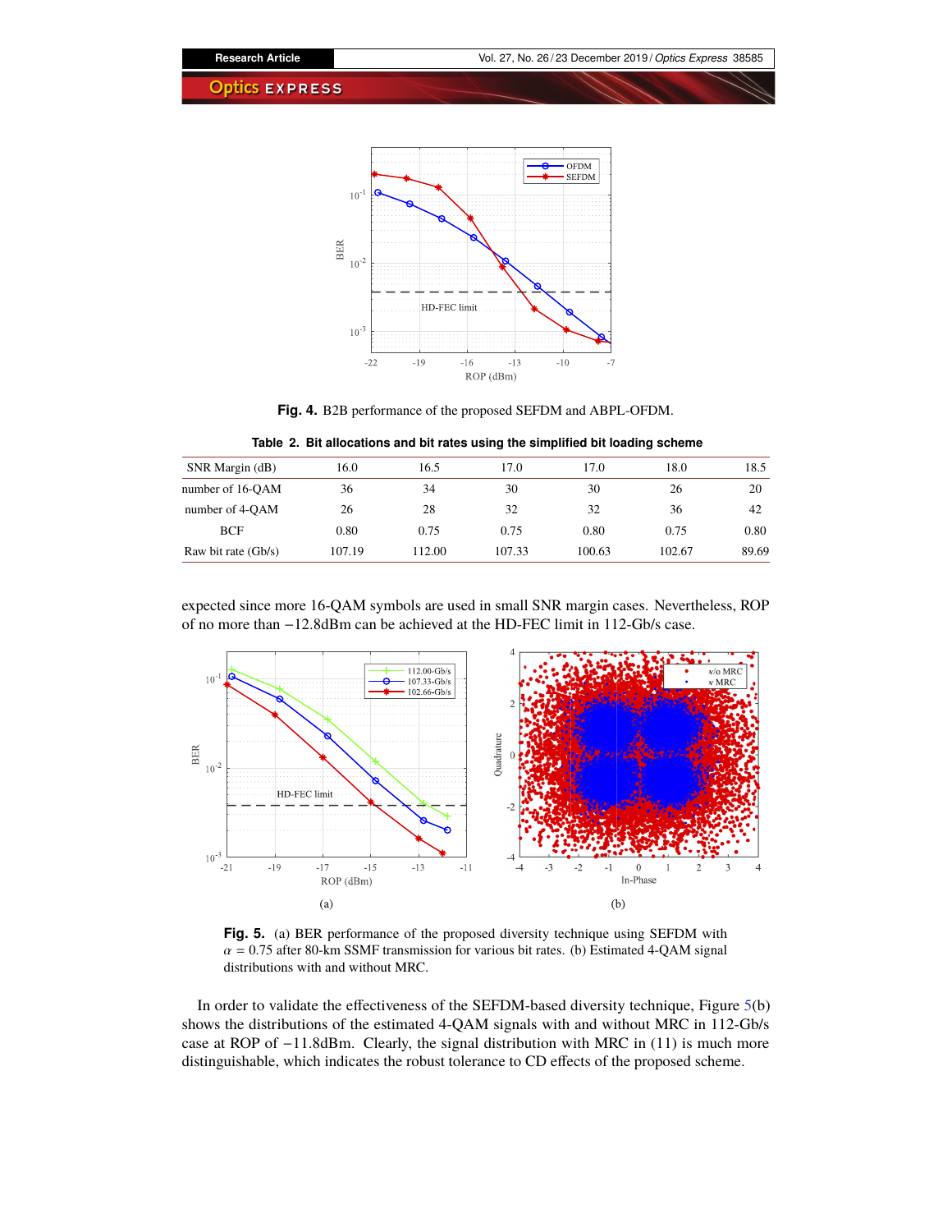**Fig. 4.** B2B performance of the proposed SEFDM and ABPL-OFDM.

**Table 2. Bit allocations and bit rates using the simplified bit loading scheme**

| SNR Margin (dB) | 16.0 | 16.5 | 17.0 | 17.0 | 18.0 | 18.5 |
|---|---|---|---|---|---|---|
| number of 16-QAM | 36 | 34 | 30 | 30 | 26 | 20 |
| number of 4-QAM | 26 | 28 | 32 | 32 | 36 | 42 |
| BCF | 0.80 | 0.75 | 0.75 | 0.80 | 0.75 | 0.80 |
| Raw bit rate (Gb/s) | 107.19 | 112.00 | 107.33 | 100.63 | 102.67 | 89.69 |

expected since more 16-QAM symbols are used in small SNR margin cases. Nevertheless, ROP of no more than −12.8dBm can be achieved at the HD-FEC limit in 112-Gb/s case.

(a)

(b)

**Fig. 5.** (a) BER performance of the proposed diversity technique using SEFDM with $\alpha = 0.75$ after 80-km SSMF transmission for various bit rates. (b) Estimated 4-QAM signal distributions with and without MRC.

In order to validate the effectiveness of the SEFDM-based diversity technique, Figure 5(b) shows the distributions of the estimated 4-QAM signals with and without MRC in 112-Gb/s case at ROP of −11.8dBm. Clearly, the signal distribution with MRC in (11) is much more distinguishable, which indicates the robust tolerance to CD effects of the proposed scheme.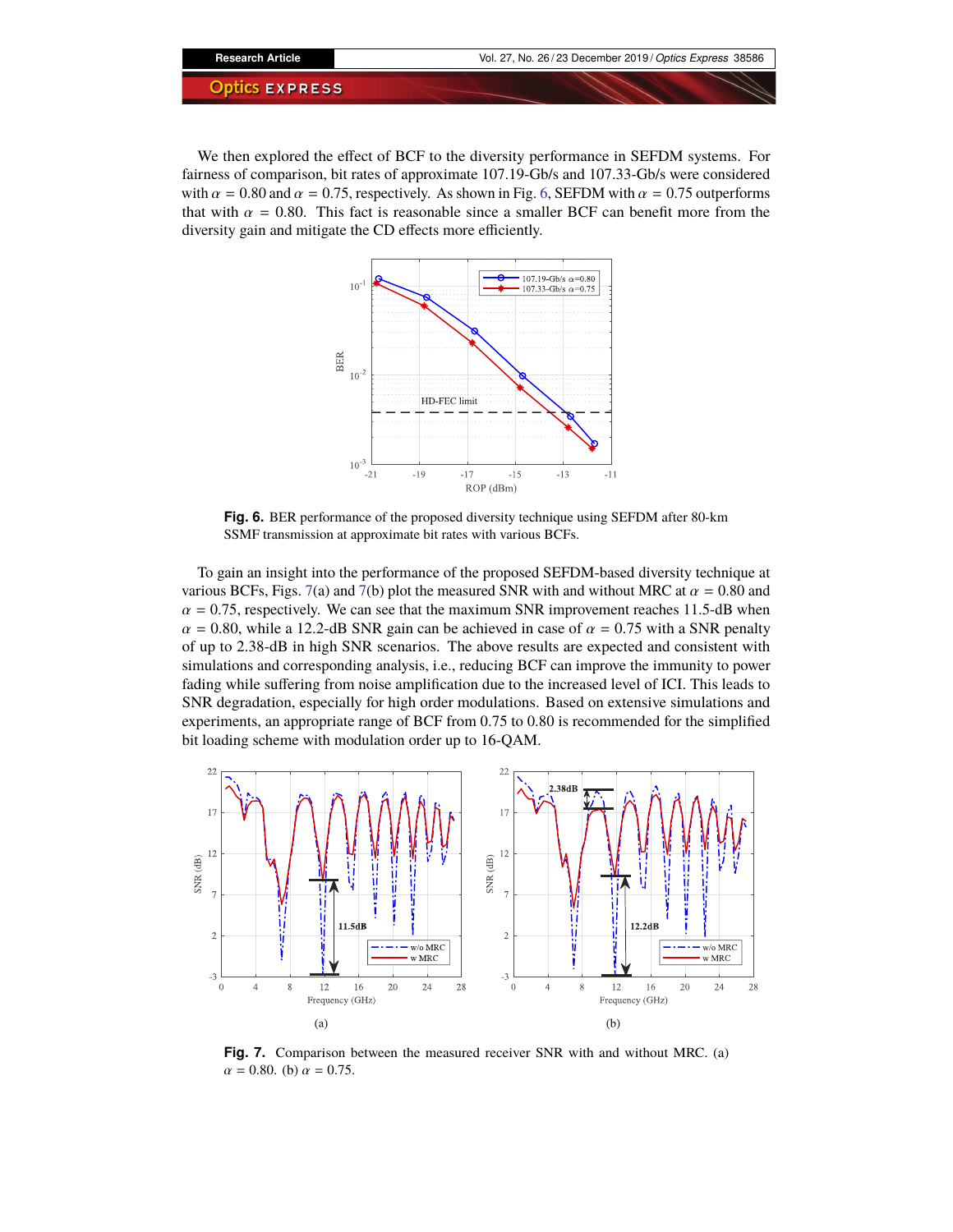We then explored the effect of BCF to the diversity performance in SEFDM systems. For fairness of comparison, bit rates of approximate 107.19-Gb/s and 107.33-Gb/s were considered with $\alpha = 0.80$ and $\alpha = 0.75$, respectively. As shown in Fig. 6, SEFDM with $\alpha = 0.75$ outperforms that with $\alpha = 0.80$. This fact is reasonable since a smaller BCF can benefit more from the diversity gain and mitigate the CD effects more efficiently.

**Fig. 6.** BER performance of the proposed diversity technique using SEFDM after 80-km SSMF transmission at approximate bit rates with various BCFs.

To gain an insight into the performance of the proposed SEFDM-based diversity technique at various BCFs, Figs. 7(a) and 7(b) plot the measured SNR with and without MRC at $\alpha = 0.80$ and $\alpha = 0.75$, respectively. We can see that the maximum SNR improvement reaches 11.5-dB when $\alpha = 0.80$, while a 12.2-dB SNR gain can be achieved in case of $\alpha = 0.75$ with a SNR penalty of up to 2.38-dB in high SNR scenarios. The above results are expected and consistent with simulations and corresponding analysis, i.e., reducing BCF can improve the immunity to power fading while suffering from noise amplification due to the increased level of ICI. This leads to SNR degradation, especially for high order modulations. Based on extensive simulations and experiments, an appropriate range of BCF from 0.75 to 0.80 is recommended for the simplified bit loading scheme with modulation order up to 16-QAM.

**Fig. 7.** Comparison between the measured receiver SNR with and without MRC. (a) $\alpha = 0.80$. (b) $\alpha = 0.75$.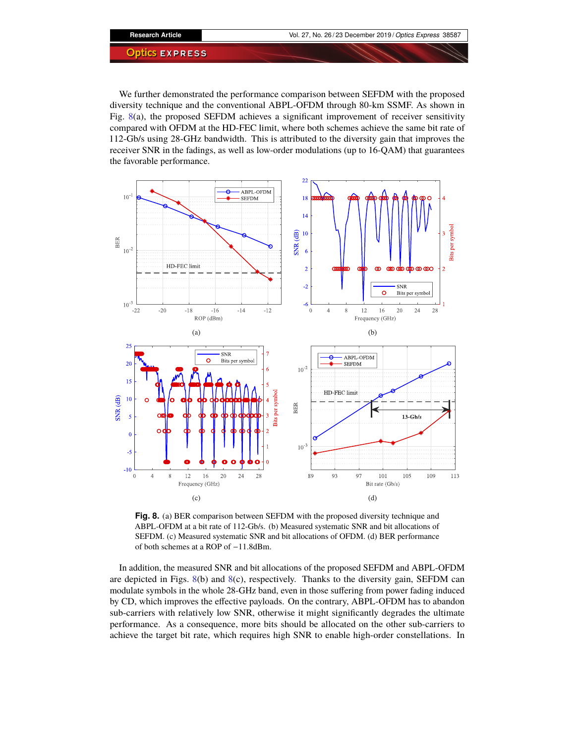We further demonstrated the performance comparison between SEFDM with the proposed diversity technique and the conventional ABPL-OFDM through 80-km SSMF. As shown in Fig. 8(a), the proposed SEFDM achieves a significant improvement of receiver sensitivity compared with OFDM at the HD-FEC limit, where both schemes achieve the same bit rate of 112-Gb/s using 28-GHz bandwidth. This is attributed to the diversity gain that improves the receiver SNR in the fadings, as well as low-order modulations (up to 16-QAM) that guarantees the favorable performance.

**Fig. 8.** (a) BER comparison between SEFDM with the proposed diversity technique and ABPL-OFDM at a bit rate of 112-Gb/s. (b) Measured systematic SNR and bit allocations of SEFDM. (c) Measured systematic SNR and bit allocations of OFDM. (d) BER performance of both schemes at a ROP of −11.8dBm.

In addition, the measured SNR and bit allocations of the proposed SEFDM and ABPL-OFDM are depicted in Figs. 8(b) and 8(c), respectively. Thanks to the diversity gain, SEFDM can modulate symbols in the whole 28-GHz band, even in those suffering from power fading induced by CD, which improves the effective payloads. On the contrary, ABPL-OFDM has to abandon sub-carriers with relatively low SNR, otherwise it might significantly degrades the ultimate performance. As a consequence, more bits should be allocated on the other sub-carriers to achieve the target bit rate, which requires high SNR to enable high-order constellations. In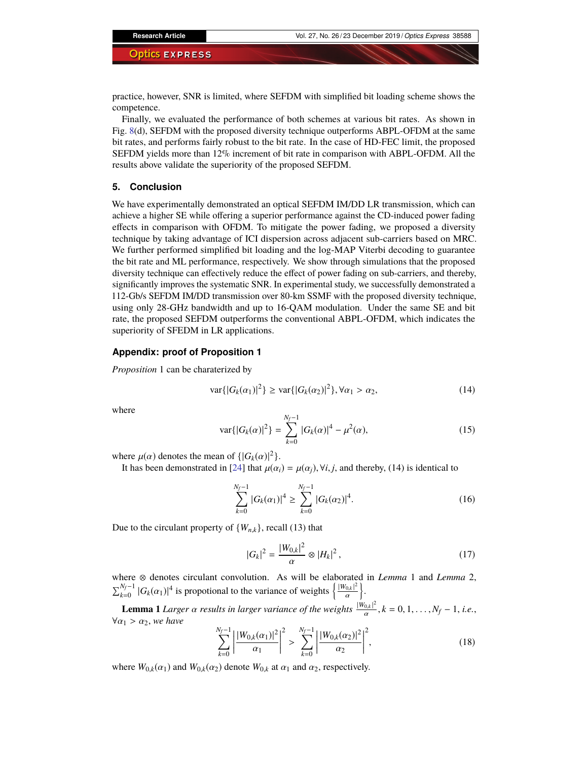practice, however, SNR is limited, where SEFDM with simplified bit loading scheme shows the competence.

Finally, we evaluated the performance of both schemes at various bit rates. As shown in Fig. 8(d), SEFDM with the proposed diversity technique outperforms ABPL-OFDM at the same bit rates, and performs fairly robust to the bit rate. In the case of HD-FEC limit, the proposed SEFDM yields more than 12% increment of bit rate in comparison with ABPL-OFDM. All the results above validate the superiority of the proposed SEFDM.

## 5. Conclusion

We have experimentally demonstrated an optical SEFDM IM/DD LR transmission, which can achieve a higher SE while offering a superior performance against the CD-induced power fading effects in comparison with OFDM. To mitigate the power fading, we proposed a diversity technique by taking advantage of ICI dispersion across adjacent sub-carriers based on MRC. We further performed simplified bit loading and the log-MAP Viterbi decoding to guarantee the bit rate and ML performance, respectively. We show through simulations that the proposed diversity technique can effectively reduce the effect of power fading on sub-carriers, and thereby, significantly improves the systematic SNR. In experimental study, we successfully demonstrated a 112-Gb/s SEFDM IM/DD transmission over 80-km SSMF with the proposed diversity technique, using only 28-GHz bandwidth and up to 16-QAM modulation. Under the same SE and bit rate, the proposed SEFDM outperforms the conventional ABPL-OFDM, which indicates the superiority of SFEDM in LR applications.

## Appendix: proof of Proposition 1

*Proposition* 1 can be charaterized by

$$\mathrm{var}\{|G_k(\alpha_1)|^2\} \geq \mathrm{var}\{|G_k(\alpha_2)|^2\}, \forall \alpha_1 > \alpha_2, \tag{14}$$

where

$$\mathrm{var}\{|G_k(\alpha)|^2\} = \sum_{k=0}^{N_f-1} |G_k(\alpha)|^4 - \mu^2(\alpha), \tag{15}$$

where $\mu(\alpha)$ denotes the mean of $\{|G_k(\alpha)|^2\}$.

It has been demonstrated in [24] that $\mu(\alpha_i) = \mu(\alpha_j), \forall i, j$, and thereby, (14) is identical to

$$\sum_{k=0}^{N_f-1} |G_k(\alpha_1)|^4 \geq \sum_{k=0}^{N_f-1} |G_k(\alpha_2)|^4. \tag{16}$$

Due to the circulant property of $\{W_{n,k}\}$, recall (13) that

$$|G_k|^2 = \frac{|W_{0,k}|^2}{\alpha} \otimes |H_k|^2, \tag{17}$$

where $\otimes$ denotes circulant convolution. As will be elaborated in *Lemma* 1 and *Lemma* 2, $\sum_{k=0}^{N_f-1} |G_k(\alpha_1)|^4$ is propotional to the variance of weights $\left\{\frac{|W_{0,k}|^2}{\alpha}\right\}$.

**Lemma 1** *Larger $\alpha$ results in larger variance of the weights $\frac{|W_{0,k}|^2}{\alpha}, k = 0, 1, \ldots, N_f - 1$, i.e., $\forall \alpha_1 > \alpha_2$, we have*

$$\sum_{k=0}^{N_f-1} \left|\frac{|W_{0,k}(\alpha_1)|^2}{\alpha_1}\right|^2 > \sum_{k=0}^{N_f-1} \left|\frac{|W_{0,k}(\alpha_2)|^2}{\alpha_2}\right|^2, \tag{18}$$

where $W_{0,k}(\alpha_1)$ and $W_{0,k}(\alpha_2)$ denote $W_{0,k}$ at $\alpha_1$ and $\alpha_2$, respectively.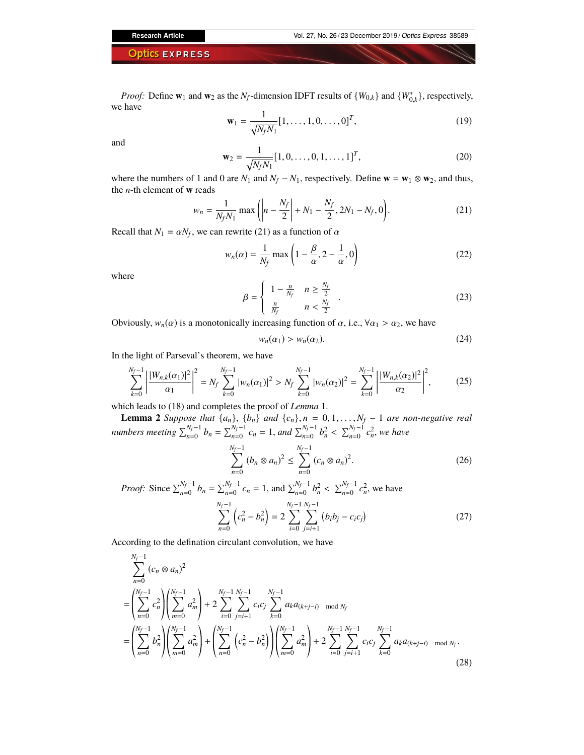*Proof:* Define $\mathbf{w}_1$ and $\mathbf{w}_2$ as the $N_f$-dimension IDFT results of $\{W_{0,k}\}$ and $\{W^*_{0,k}\}$, respectively, we have

$$\mathbf{w}_1 = \frac{1}{\sqrt{N_f N_1}}[1, \ldots, 1, 0, \ldots, 0]^T, \tag{19}$$

and

$$\mathbf{w}_2 = \frac{1}{\sqrt{N_f N_1}}[1, 0, \ldots, 0, 1, \ldots, 1]^T, \tag{20}$$

where the numbers of 1 and 0 are $N_1$ and $N_f - N_1$, respectively. Define $\mathbf{w} = \mathbf{w}_1 \otimes \mathbf{w}_2$, and thus, the $n$-th element of $\mathbf{w}$ reads

$$w_n = \frac{1}{N_f N_1} \max\left( \left| n - \frac{N_f}{2} \right| + N_1 - \frac{N_f}{2}, 2N_1 - N_f, 0 \right). \tag{21}$$

Recall that $N_1 = \alpha N_f$, we can rewrite (21) as a function of $\alpha$

$$w_n(\alpha) = \frac{1}{N_f} \max\left( 1 - \frac{\beta}{\alpha}, 2 - \frac{1}{\alpha}, 0 \right) \tag{22}$$

where

$$\beta = \begin{cases} 1 - \frac{n}{N_f} & n \geq \frac{N_f}{2} \\ \frac{n}{N_f} & n < \frac{N_f}{2} \end{cases}. \tag{23}$$

Obviously, $w_n(\alpha)$ is a monotonically increasing function of $\alpha$, i.e., $\forall \alpha_1 > \alpha_2$, we have

$$w_n(\alpha_1) > w_n(\alpha_2). \tag{24}$$

In the light of Parseval's theorem, we have

$$\sum_{k=0}^{N_f-1} \left| \frac{|W_{n,k}(\alpha_1)|^2}{\alpha_1} \right|^2 = N_f \sum_{k=0}^{N_f-1} |w_n(\alpha_1)|^2 > N_f \sum_{k=0}^{N_f-1} |w_n(\alpha_2)|^2 = \sum_{k=0}^{N_f-1} \left| \frac{|W_{n,k}(\alpha_2)|^2}{\alpha_2} \right|^2, \tag{25}$$

which leads to (18) and completes the proof of *Lemma* 1.

**Lemma 2** *Suppose that* $\{a_n\}$, $\{b_n\}$ *and* $\{c_n\}, n = 0, 1, \ldots, N_f - 1$ *are non-negative real numbers meeting* $\sum_{n=0}^{N_f-1} b_n = \sum_{n=0}^{N_f-1} c_n = 1$, *and* $\sum_{n=0}^{N_f-1} b_n^2 < \sum_{n=0}^{N_f-1} c_n^2$, *we have*

$$\sum_{n=0}^{N_f-1} (b_n \otimes a_n)^2 \leq \sum_{n=0}^{N_f-1} (c_n \otimes a_n)^2. \tag{26}$$

*Proof:* Since $\sum_{n=0}^{N_f-1} b_n = \sum_{n=0}^{N_f-1} c_n = 1$, and $\sum_{n=0}^{N_f-1} b_n^2 < \sum_{n=0}^{N_f-1} c_n^2$, we have

$$\sum_{n=0}^{N_f-1} \left( c_n^2 - b_n^2 \right) = 2 \sum_{i=0}^{N_f-1} \sum_{j=i+1}^{N_f-1} \left( b_i b_j - c_i c_j \right) \tag{27}$$

According to the defination circulant convolution, we have

$$\begin{aligned}
&\sum_{n=0}^{N_f-1} (c_n \otimes a_n)^2 \\
&= \left( \sum_{n=0}^{N_f-1} c_n^2 \right) \left( \sum_{m=0}^{N_f-1} a_m^2 \right) + 2 \sum_{i=0}^{N_f-1} \sum_{j=i+1}^{N_f-1} c_i c_j \sum_{k=0}^{N_f-1} a_k a_{(k+j-i) \mod N_f} \\
&= \left( \sum_{n=0}^{N_f-1} b_n^2 \right) \left( \sum_{m=0}^{N_f-1} a_m^2 \right) + \left( \sum_{n=0}^{N_f-1} \left( c_n^2 - b_n^2 \right) \right) \left( \sum_{m=0}^{N_f-1} a_m^2 \right) + 2 \sum_{i=0}^{N_f-1} \sum_{j=i+1}^{N_f-1} c_i c_j \sum_{k=0}^{N_f-1} a_k a_{(k+j-i) \mod N_f}.
\end{aligned} \tag{28}$$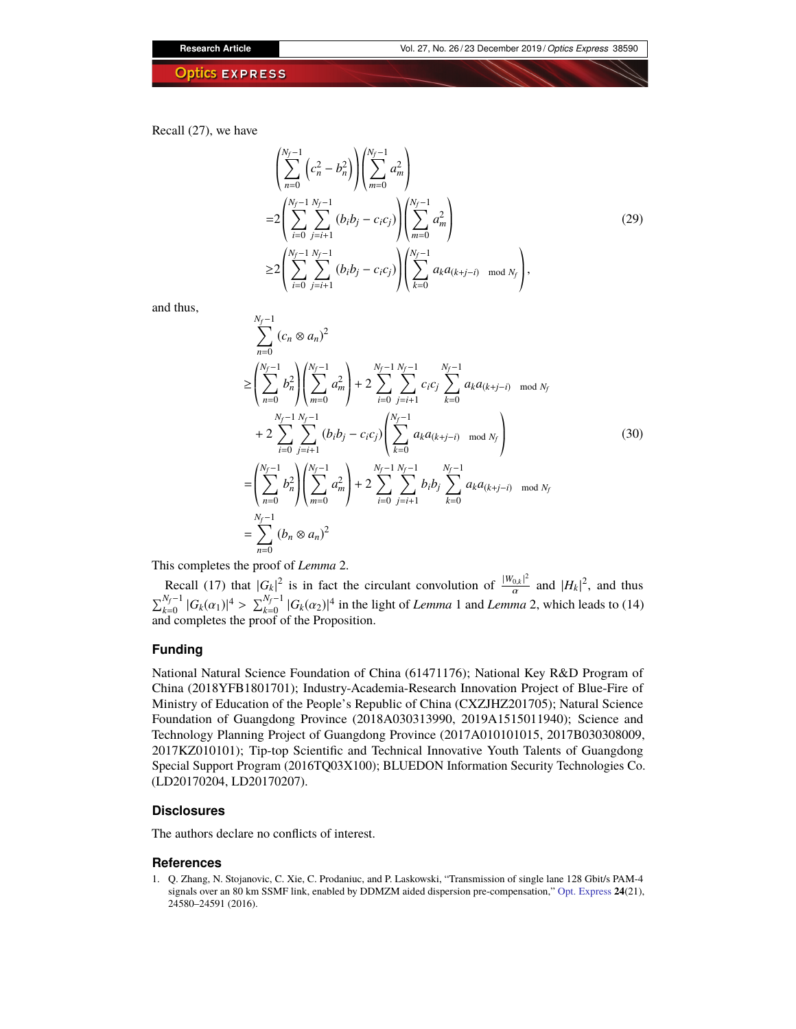Recall (27), we have

$$
\begin{aligned}
&\left(\sum_{n=0}^{N_f-1}\left(c_n^2-b_n^2\right)\right)\left(\sum_{m=0}^{N_f-1}a_m^2\right)\\
=&2\left(\sum_{i=0}^{N_f-1}\sum_{j=i+1}^{N_f-1}(b_ib_j-c_ic_j)\right)\left(\sum_{m=0}^{N_f-1}a_m^2\right)\\
\geq&2\left(\sum_{i=0}^{N_f-1}\sum_{j=i+1}^{N_f-1}(b_ib_j-c_ic_j)\right)\left(\sum_{k=0}^{N_f-1}a_ka_{(k+j-i)\mod N_f}\right),
\end{aligned}
\tag{29}
$$

and thus,

$$
\begin{aligned}
&\sum_{n=0}^{N_f-1}(c_n\otimes a_n)^2\\
\geq&\left(\sum_{n=0}^{N_f-1}b_n^2\right)\left(\sum_{m=0}^{N_f-1}a_m^2\right)+2\sum_{i=0}^{N_f-1}\sum_{j=i+1}^{N_f-1}c_ic_j\sum_{k=0}^{N_f-1}a_ka_{(k+j-i)\mod N_f}\\
&+2\sum_{i=0}^{N_f-1}\sum_{j=i+1}^{N_f-1}(b_ib_j-c_ic_j)\left(\sum_{k=0}^{N_f-1}a_ka_{(k+j-i)\mod N_f}\right)\\
=&\left(\sum_{n=0}^{N_f-1}b_n^2\right)\left(\sum_{m=0}^{N_f-1}a_m^2\right)+2\sum_{i=0}^{N_f-1}\sum_{j=i+1}^{N_f-1}b_ib_j\sum_{k=0}^{N_f-1}a_ka_{(k+j-i)\mod N_f}\\
=&\sum_{n=0}^{N_f-1}(b_n\otimes a_n)^2
\end{aligned}
\tag{30}
$$

This completes the proof of *Lemma* 2.

Recall (17) that $|G_k|^2$ is in fact the circulant convolution of $\frac{|W_{0,k}|^2}{\alpha}$ and $|H_k|^2$, and thus $\sum_{k=0}^{N_f-1}|G_k(\alpha_1)|^4 > \sum_{k=0}^{N_f-1}|G_k(\alpha_2)|^4$ in the light of *Lemma* 1 and *Lemma* 2, which leads to (14) and completes the proof of the Proposition.

## Funding

National Natural Science Foundation of China (61471176); National Key R&D Program of China (2018YFB1801701); Industry-Academia-Research Innovation Project of Blue-Fire of Ministry of Education of the People's Republic of China (CXZJHZ201705); Natural Science Foundation of Guangdong Province (2018A030313990, 2019A1515011940); Science and Technology Planning Project of Guangdong Province (2017A010101015, 2017B030308009, 2017KZ010101); Tip-top Scientific and Technical Innovative Youth Talents of Guangdong Special Support Program (2016TQ03X100); BLUEDON Information Security Technologies Co. (LD20170204, LD20170207).

## Disclosures

The authors declare no conflicts of interest.

## References

1. Q. Zhang, N. Stojanovic, C. Xie, C. Prodaniuc, and P. Laskowski, "Transmission of single lane 128 Gbit/s PAM-4 signals over an 80 km SSMF link, enabled by DDMZM aided dispersion pre-compensation," Opt. Express **24**(21), 24580–24591 (2016).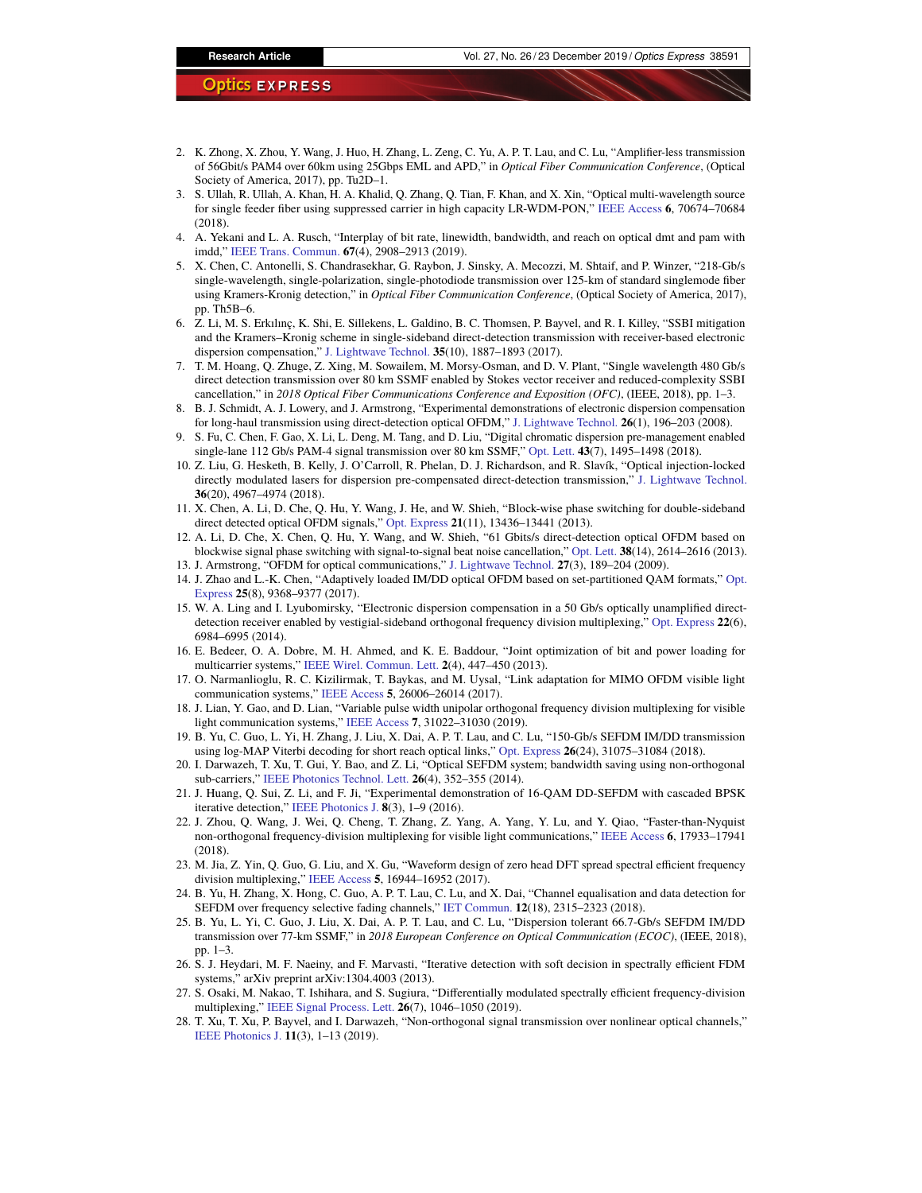2. K. Zhong, X. Zhou, Y. Wang, J. Huo, H. Zhang, L. Zeng, C. Yu, A. P. T. Lau, and C. Lu, "Amplifier-less transmission of 56Gbit/s PAM4 over 60km using 25Gbps EML and APD," in *Optical Fiber Communication Conference*, (Optical Society of America, 2017), pp. Tu2D–1.
3. S. Ullah, R. Ullah, A. Khan, H. A. Khalid, Q. Zhang, Q. Tian, F. Khan, and X. Xin, "Optical multi-wavelength source for single feeder fiber using suppressed carrier in high capacity LR-WDM-PON," IEEE Access **6**, 70674–70684 (2018).
4. A. Yekani and L. A. Rusch, "Interplay of bit rate, linewidth, bandwidth, and reach on optical dmt and pam with imdd," IEEE Trans. Commun. **67**(4), 2908–2913 (2019).
5. X. Chen, C. Antonelli, S. Chandrasekhar, G. Raybon, J. Sinsky, A. Mecozzi, M. Shtaif, and P. Winzer, "218-Gb/s single-wavelength, single-polarization, single-photodiode transmission over 125-km of standard singlemode fiber using Kramers-Kronig detection," in *Optical Fiber Communication Conference*, (Optical Society of America, 2017), pp. Th5B–6.
6. Z. Li, M. S. Erkılınç, K. Shi, E. Sillekens, L. Galdino, B. C. Thomsen, P. Bayvel, and R. I. Killey, "SSBI mitigation and the Kramers–Kronig scheme in single-sideband direct-detection transmission with receiver-based electronic dispersion compensation," J. Lightwave Technol. **35**(10), 1887–1893 (2017).
7. T. M. Hoang, Q. Zhuge, Z. Xing, M. Sowailem, M. Morsy-Osman, and D. V. Plant, "Single wavelength 480 Gb/s direct detection transmission over 80 km SSMF enabled by Stokes vector receiver and reduced-complexity SSBI cancellation," in *2018 Optical Fiber Communications Conference and Exposition (OFC)*, (IEEE, 2018), pp. 1–3.
8. B. J. Schmidt, A. J. Lowery, and J. Armstrong, "Experimental demonstrations of electronic dispersion compensation for long-haul transmission using direct-detection optical OFDM," J. Lightwave Technol. **26**(1), 196–203 (2008).
9. S. Fu, C. Chen, F. Gao, X. Li, L. Deng, M. Tang, and D. Liu, "Digital chromatic dispersion pre-management enabled single-lane 112 Gb/s PAM-4 signal transmission over 80 km SSMF," Opt. Lett. **43**(7), 1495–1498 (2018).
10. Z. Liu, G. Hesketh, B. Kelly, J. O'Carroll, R. Phelan, D. J. Richardson, and R. Slavík, "Optical injection-locked directly modulated lasers for dispersion pre-compensated direct-detection transmission," J. Lightwave Technol. **36**(20), 4967–4974 (2018).
11. X. Chen, A. Li, D. Che, Q. Hu, Y. Wang, J. He, and W. Shieh, "Block-wise phase switching for double-sideband direct detected optical OFDM signals," Opt. Express **21**(11), 13436–13441 (2013).
12. A. Li, D. Che, X. Chen, Q. Hu, Y. Wang, and W. Shieh, "61 Gbits/s direct-detection optical OFDM based on blockwise signal phase switching with signal-to-signal beat noise cancellation," Opt. Lett. **38**(14), 2614–2616 (2013).
13. J. Armstrong, "OFDM for optical communications," J. Lightwave Technol. **27**(3), 189–204 (2009).
14. J. Zhao and L.-K. Chen, "Adaptively loaded IM/DD optical OFDM based on set-partitioned QAM formats," Opt. Express **25**(8), 9368–9377 (2017).
15. W. A. Ling and I. Lyubomirsky, "Electronic dispersion compensation in a 50 Gb/s optically unamplified direct-detection receiver enabled by vestigial-sideband orthogonal frequency division multiplexing," Opt. Express **22**(6), 6984–6995 (2014).
16. E. Bedeer, O. A. Dobre, M. H. Ahmed, and K. E. Baddour, "Joint optimization of bit and power loading for multicarrier systems," IEEE Wirel. Commun. Lett. **2**(4), 447–450 (2013).
17. O. Narmanlioglu, R. C. Kizilirmak, T. Baykas, and M. Uysal, "Link adaptation for MIMO OFDM visible light communication systems," IEEE Access **5**, 26006–26014 (2017).
18. J. Lian, Y. Gao, and D. Lian, "Variable pulse width unipolar orthogonal frequency division multiplexing for visible light communication systems," IEEE Access **7**, 31022–31030 (2019).
19. B. Yu, C. Guo, L. Yi, H. Zhang, J. Liu, X. Dai, A. P. T. Lau, and C. Lu, "150-Gb/s SEFDM IM/DD transmission using log-MAP Viterbi decoding for short reach optical links," Opt. Express **26**(24), 31075–31084 (2018).
20. I. Darwazeh, T. Xu, T. Gui, Y. Bao, and Z. Li, "Optical SEFDM system; bandwidth saving using non-orthogonal sub-carriers," IEEE Photonics Technol. Lett. **26**(4), 352–355 (2014).
21. J. Huang, Q. Sui, Z. Li, and F. Ji, "Experimental demonstration of 16-QAM DD-SEFDM with cascaded BPSK iterative detection," IEEE Photonics J. **8**(3), 1–9 (2016).
22. J. Zhou, Q. Wang, J. Wei, Q. Cheng, T. Zhang, Z. Yang, A. Yang, Y. Lu, and Y. Qiao, "Faster-than-Nyquist non-orthogonal frequency-division multiplexing for visible light communications," IEEE Access **6**, 17933–17941 (2018).
23. M. Jia, Z. Yin, Q. Guo, G. Liu, and X. Gu, "Waveform design of zero head DFT spread spectral efficient frequency division multiplexing," IEEE Access **5**, 16944–16952 (2017).
24. B. Yu, H. Zhang, X. Hong, C. Guo, A. P. T. Lau, C. Lu, and X. Dai, "Channel equalisation and data detection for SEFDM over frequency selective fading channels," IET Commun. **12**(18), 2315–2323 (2018).
25. B. Yu, L. Yi, C. Guo, J. Liu, X. Dai, A. P. T. Lau, and C. Lu, "Dispersion tolerant 66.7-Gb/s SEFDM IM/DD transmission over 77-km SSMF," in *2018 European Conference on Optical Communication (ECOC)*, (IEEE, 2018), pp. 1–3.
26. S. J. Heydari, M. F. Naeiny, and F. Marvasti, "Iterative detection with soft decision in spectrally efficient FDM systems," arXiv preprint arXiv:1304.4003 (2013).
27. S. Osaki, M. Nakao, T. Ishihara, and S. Sugiura, "Differentially modulated spectrally efficient frequency-division multiplexing," IEEE Signal Process. Lett. **26**(7), 1046–1050 (2019).
28. T. Xu, T. Xu, P. Bayvel, and I. Darwazeh, "Non-orthogonal signal transmission over nonlinear optical channels," IEEE Photonics J. **11**(3), 1–13 (2019).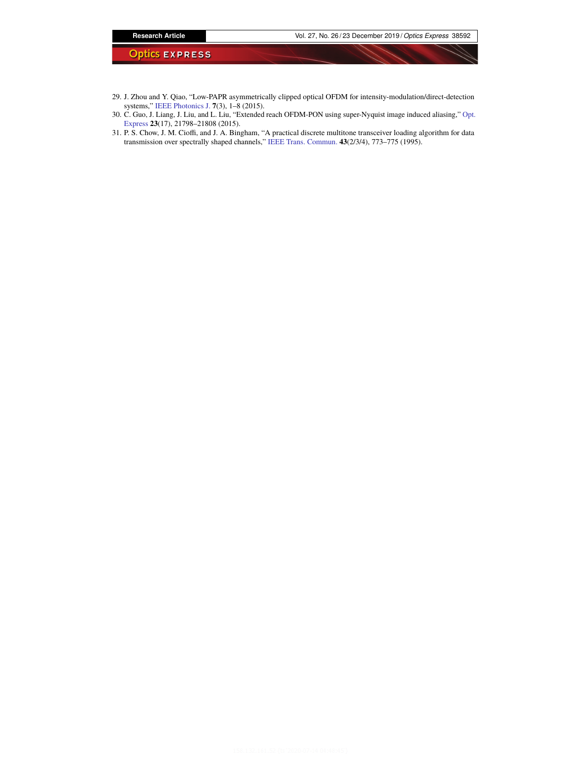29. J. Zhou and Y. Qiao, "Low-PAPR asymmetrically clipped optical OFDM for intensity-modulation/direct-detection systems," IEEE Photonics J. **7**(3), 1–8 (2015).
30. C. Guo, J. Liang, J. Liu, and L. Liu, "Extended reach OFDM-PON using super-Nyquist image induced aliasing," Opt. Express **23**(17), 21798–21808 (2015).
31. P. S. Chow, J. M. Cioffi, and J. A. Bingham, "A practical discrete multitone transceiver loading algorithm for data transmission over spectrally shaped channels," IEEE Trans. Commun. **43**(2/3/4), 773–775 (1995).